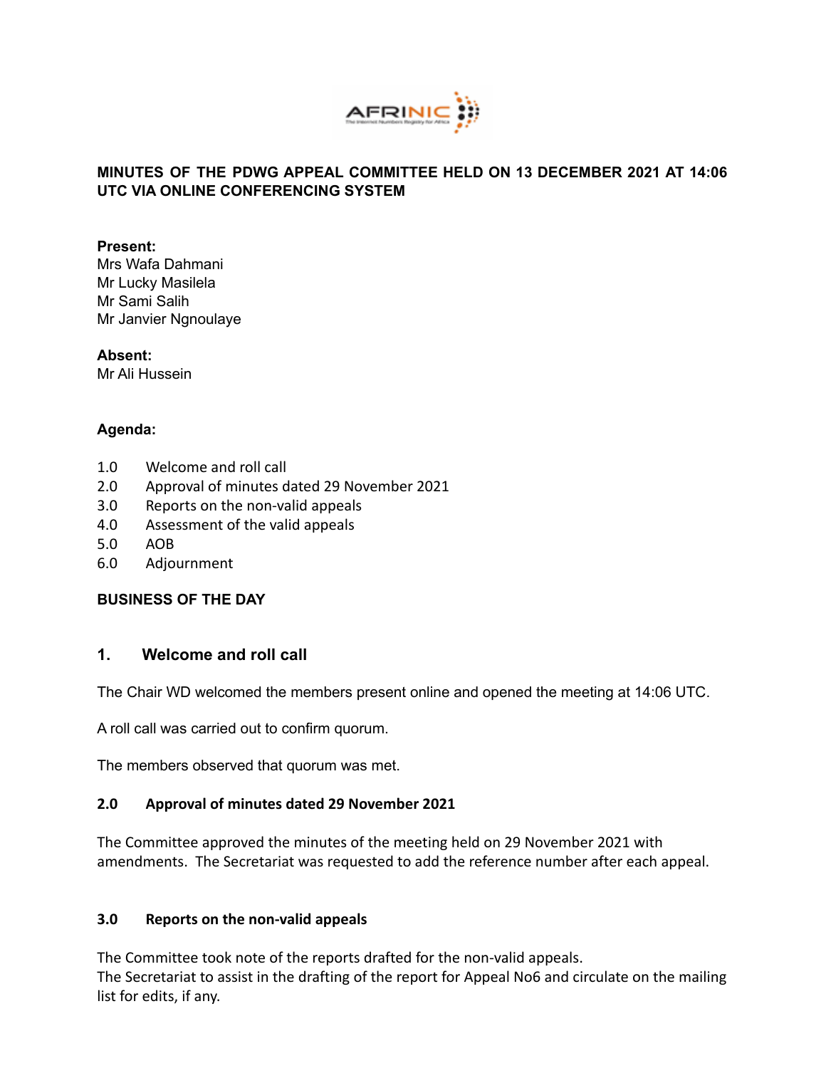**MINUTES OF THE PDWG APPEAL COMMITTEE HELD ON 13 DECEMBER 2021 AT 14:06 UTC VIA ONLINE CONFERENCING SYSTEM**

**Present:**
Mrs Wafa Dahmani
Mr Lucky Masilela
Mr Sami Salih
Mr Janvier Ngnoulaye

**Absent:**
Mr Ali Hussein

**Agenda:**

1.0 Welcome and roll call
2.0 Approval of minutes dated 29 November 2021
3.0 Reports on the non-valid appeals
4.0 Assessment of the valid appeals
5.0 AOB
6.0 Adjournment

**BUSINESS OF THE DAY**

## 1. Welcome and roll call

The Chair WD welcomed the members present online and opened the meeting at 14:06 UTC.

A roll call was carried out to confirm quorum.

The members observed that quorum was met.

### 2.0 Approval of minutes dated 29 November 2021

The Committee approved the minutes of the meeting held on 29 November 2021 with amendments. The Secretariat was requested to add the reference number after each appeal.

### 3.0 Reports on the non-valid appeals

The Committee took note of the reports drafted for the non-valid appeals.
The Secretariat to assist in the drafting of the report for Appeal No6 and circulate on the mailing list for edits, if any.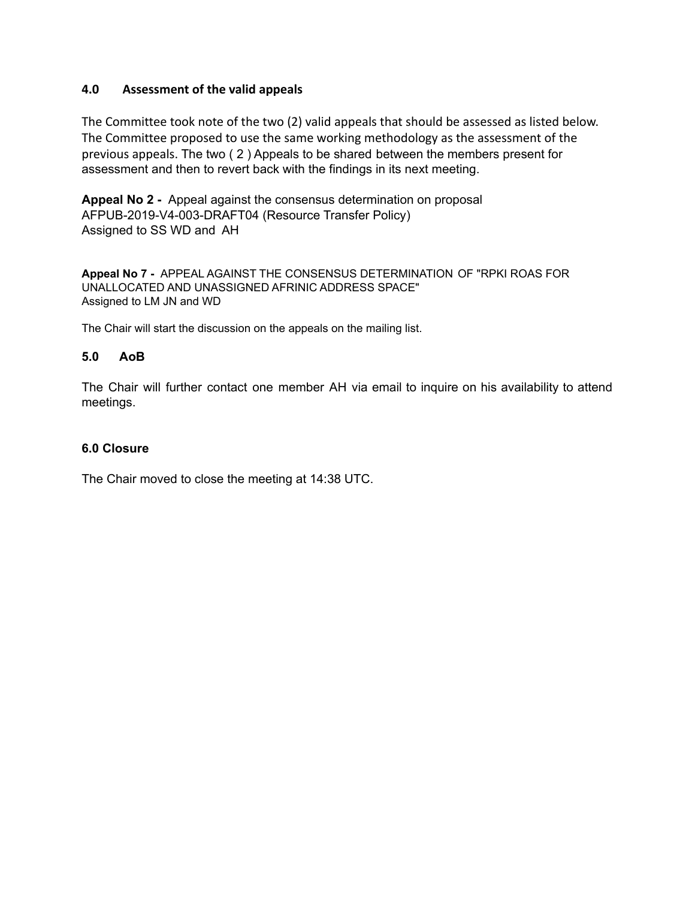## 4.0 Assessment of the valid appeals

The Committee took note of the two (2) valid appeals that should be assessed as listed below. The Committee proposed to use the same working methodology as the assessment of the previous appeals. The two ( 2 ) Appeals to be shared between the members present for assessment and then to revert back with the findings in its next meeting.

**Appeal No 2 -** Appeal against the consensus determination on proposal AFPUB-2019-V4-003-DRAFT04 (Resource Transfer Policy)
Assigned to SS WD and AH

**Appeal No 7 -** APPEAL AGAINST THE CONSENSUS DETERMINATION OF "RPKI ROAS FOR UNALLOCATED AND UNASSIGNED AFRINIC ADDRESS SPACE"
Assigned to LM JN and WD

The Chair will start the discussion on the appeals on the mailing list.

## 5.0 AoB

The Chair will further contact one member AH via email to inquire on his availability to attend meetings.

## 6.0 Closure

The Chair moved to close the meeting at 14:38 UTC.